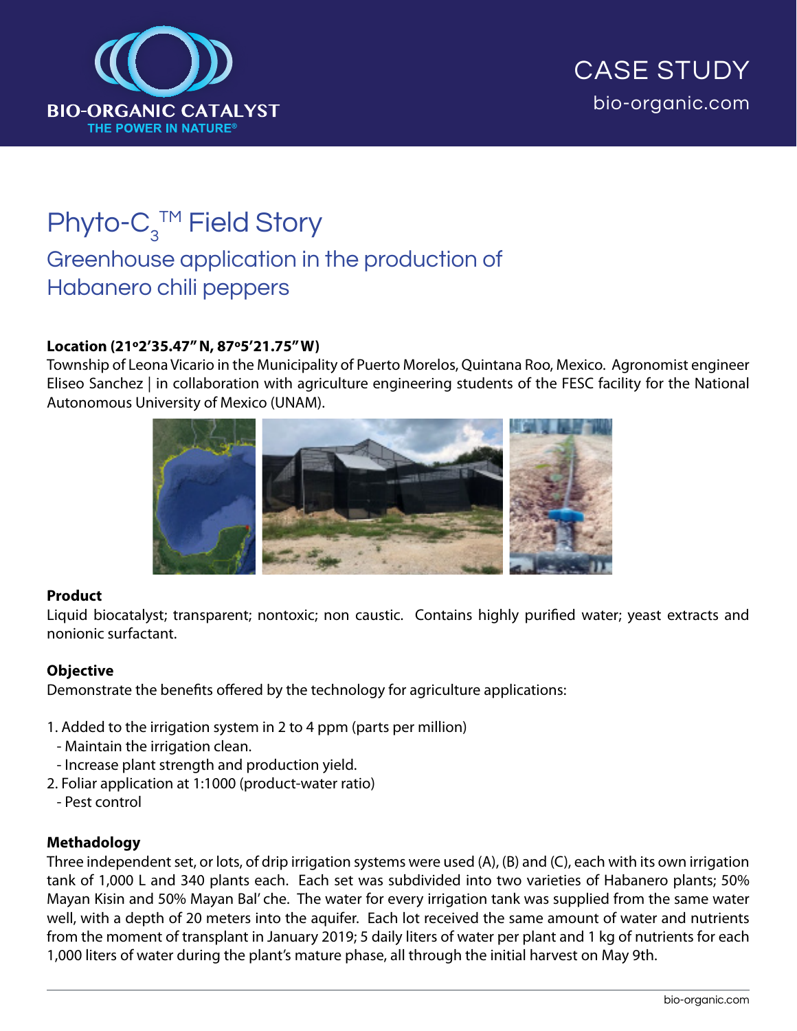BIO-ORGANIC CATALYST

THE POWER IN NATURE®

CASE STUDY

bio-organic.com

# Phyto-$C_3$™ Field Story

## Greenhouse application in the production of Habanero chili peppers

**Location (21º2'35.47" N, 87º5'21.75" W)**

Township of Leona Vicario in the Municipality of Puerto Morelos, Quintana Roo, Mexico. Agronomist engineer Eliseo Sanchez | in collaboration with agriculture engineering students of the FESC facility for the National Autonomous University of Mexico (UNAM).

**Product**

Liquid biocatalyst; transparent; nontoxic; non caustic. Contains highly purified water; yeast extracts and nonionic surfactant.

**Objective**

Demonstrate the benefits offered by the technology for agriculture applications:

1. Added to the irrigation system in 2 to 4 ppm (parts per million)
   - Maintain the irrigation clean.
   - Increase plant strength and production yield.
2. Foliar application at 1:1000 (product-water ratio)
   - Pest control

**Methodology**

Three independent set, or lots, of drip irrigation systems were used (A), (B) and (C), each with its own irrigation tank of 1,000 L and 340 plants each. Each set was subdivided into two varieties of Habanero plants; 50% Mayan Kisin and 50% Mayan Bal' che. The water for every irrigation tank was supplied from the same water well, with a depth of 20 meters into the aquifer. Each lot received the same amount of water and nutrients from the moment of transplant in January 2019; 5 daily liters of water per plant and 1 kg of nutrients for each 1,000 liters of water during the plant's mature phase, all through the initial harvest on May 9th.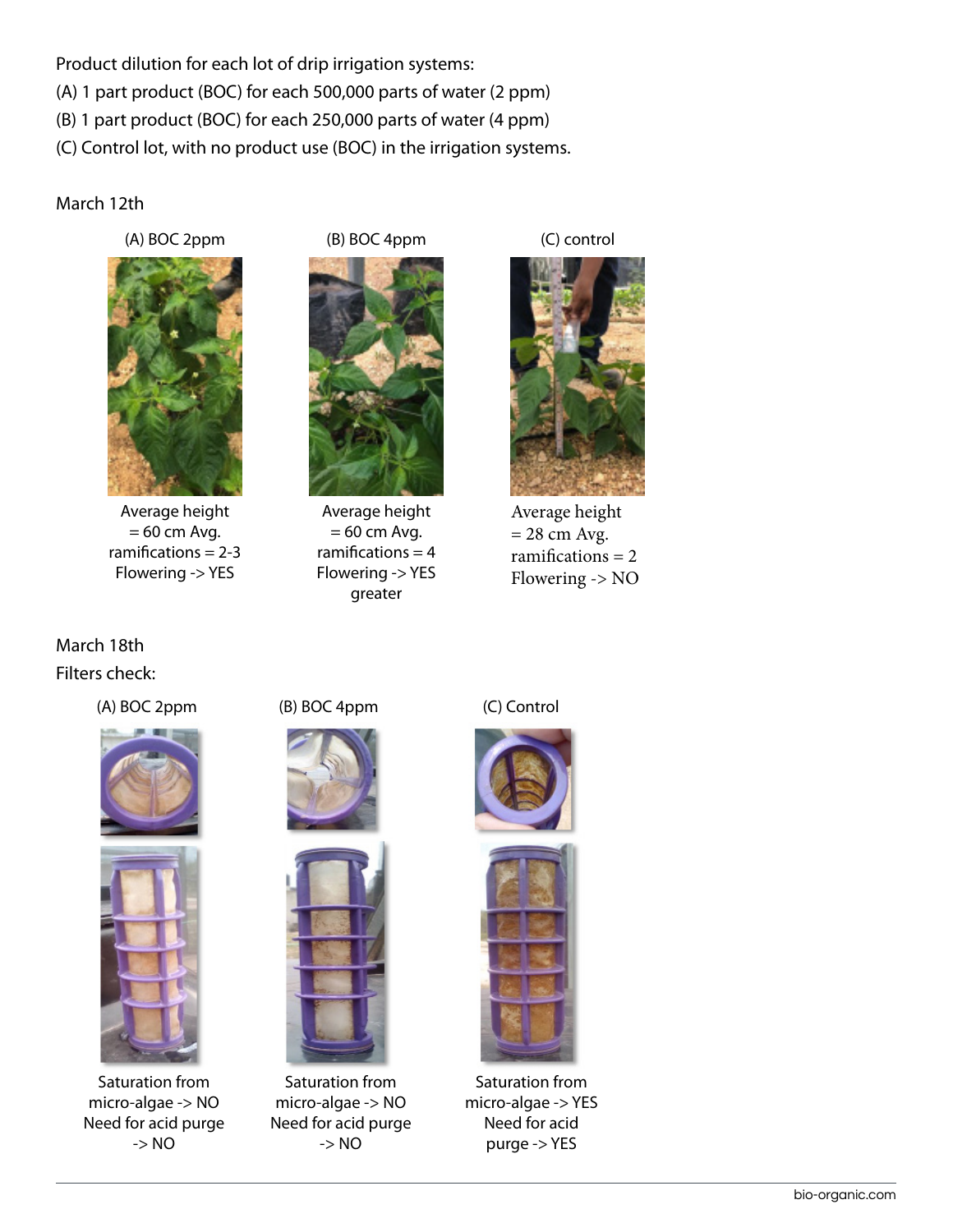Product dilution for each lot of drip irrigation systems:

(A) 1 part product (BOC) for each 500,000 parts of water (2 ppm)

(B) 1 part product (BOC) for each 250,000 parts of water (4 ppm)

(C) Control lot, with no product use (BOC) in the irrigation systems.

March 12th

| (A) BOC 2ppm | (B) BOC 4ppm | (C) control |
|---|---|---|
| Average height = 60 cm Avg. ramifications = 2-3 Flowering -> YES | Average height = 60 cm Avg. ramifications = 4 Flowering -> YES greater | Average height = 28 cm Avg. ramifications = 2 Flowering -> NO |

March 18th

Filters check:

| (A) BOC 2ppm | (B) BOC 4ppm | (C) Control |
|---|---|---|
| Saturation from micro-algae -> NO Need for acid purge -> NO | Saturation from micro-algae -> NO Need for acid purge -> NO | Saturation from micro-algae -> YES Need for acid purge -> YES |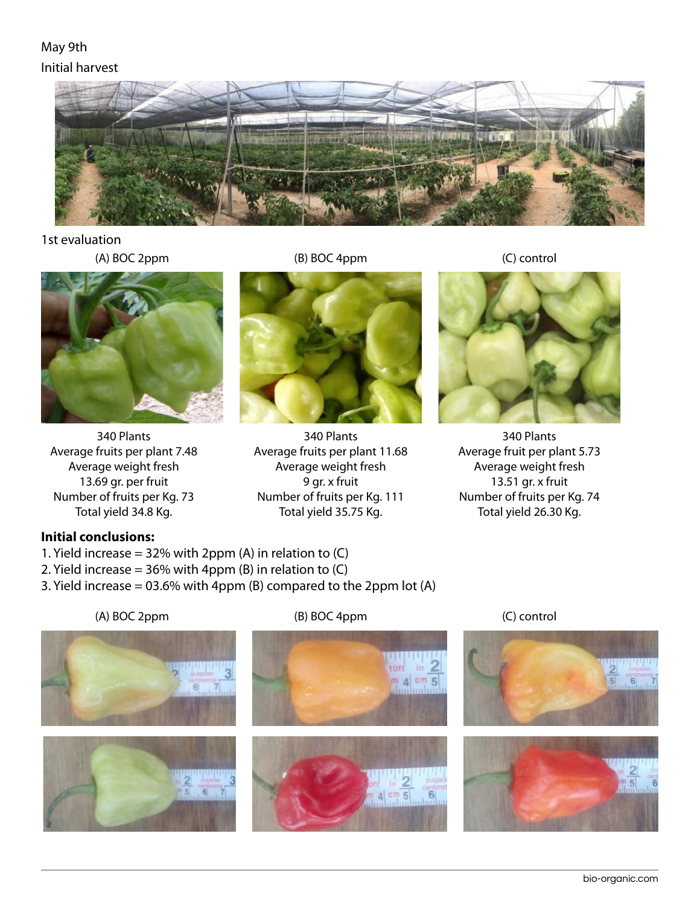May 9th

Initial harvest

1st evaluation

| (A) BOC 2ppm | (B) BOC 4ppm | (C) control |
| --- | --- | --- |
| 340 Plants | 340 Plants | 340 Plants |
| Average fruits per plant 7.48 | Average fruits per plant 11.68 | Average fruit per plant 5.73 |
| Average weight fresh 13.69 gr. per fruit | Average weight fresh 9 gr. x fruit | Average weight fresh 13.51 gr. x fruit |
| Number of fruits per Kg. 73 | Number of fruits per Kg. 111 | Number of fruits per Kg. 74 |
| Total yield 34.8 Kg. | Total yield 35.75 Kg. | Total yield 26.30 Kg. |

**Initial conclusions:**

1. Yield increase = 32% with 2ppm (A) in relation to (C)
2. Yield increase = 36% with 4ppm (B) in relation to (C)
3. Yield increase = 03.6% with 4ppm (B) compared to the 2ppm lot (A)

(A) BOC 2ppm

(B) BOC 4ppm

(C) control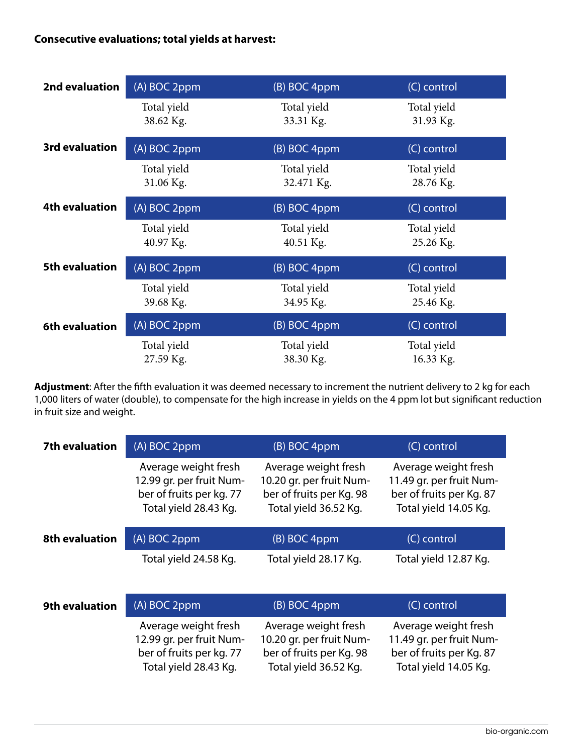**Consecutive evaluations; total yields at harvest:**

| Evaluation | (A) BOC 2ppm | (B) BOC 4ppm | (C) control |
|---|---|---|---|
| **2nd evaluation** | Total yield 38.62 Kg. | Total yield 33.31 Kg. | Total yield 31.93 Kg. |
| **3rd evaluation** | Total yield 31.06 Kg. | Total yield 32.471 Kg. | Total yield 28.76 Kg. |
| **4th evaluation** | Total yield 40.97 Kg. | Total yield 40.51 Kg. | Total yield 25.26 Kg. |
| **5th evaluation** | Total yield 39.68 Kg. | Total yield 34.95 Kg. | Total yield 25.46 Kg. |
| **6th evaluation** | Total yield 27.59 Kg. | Total yield 38.30 Kg. | Total yield 16.33 Kg. |

**Adjustment**: After the fifth evaluation it was deemed necessary to increment the nutrient delivery to 2 kg for each 1,000 liters of water (double), to compensate for the high increase in yields on the 4 ppm lot but significant reduction in fruit size and weight.

| Evaluation | (A) BOC 2ppm | (B) BOC 4ppm | (C) control |
|---|---|---|---|
| **7th evaluation** | Average weight fresh 12.99 gr. per fruit Number of fruits per kg. 77 Total yield 28.43 Kg. | Average weight fresh 10.20 gr. per fruit Number of fruits per Kg. 98 Total yield 36.52 Kg. | Average weight fresh 11.49 gr. per fruit Number of fruits per Kg. 87 Total yield 14.05 Kg. |
| **8th evaluation** | Total yield 24.58 Kg. | Total yield 28.17 Kg. | Total yield 12.87 Kg. |
| **9th evaluation** | Average weight fresh 12.99 gr. per fruit Number of fruits per kg. 77 Total yield 28.43 Kg. | Average weight fresh 10.20 gr. per fruit Number of fruits per Kg. 98 Total yield 36.52 Kg. | Average weight fresh 11.49 gr. per fruit Number of fruits per Kg. 87 Total yield 14.05 Kg. |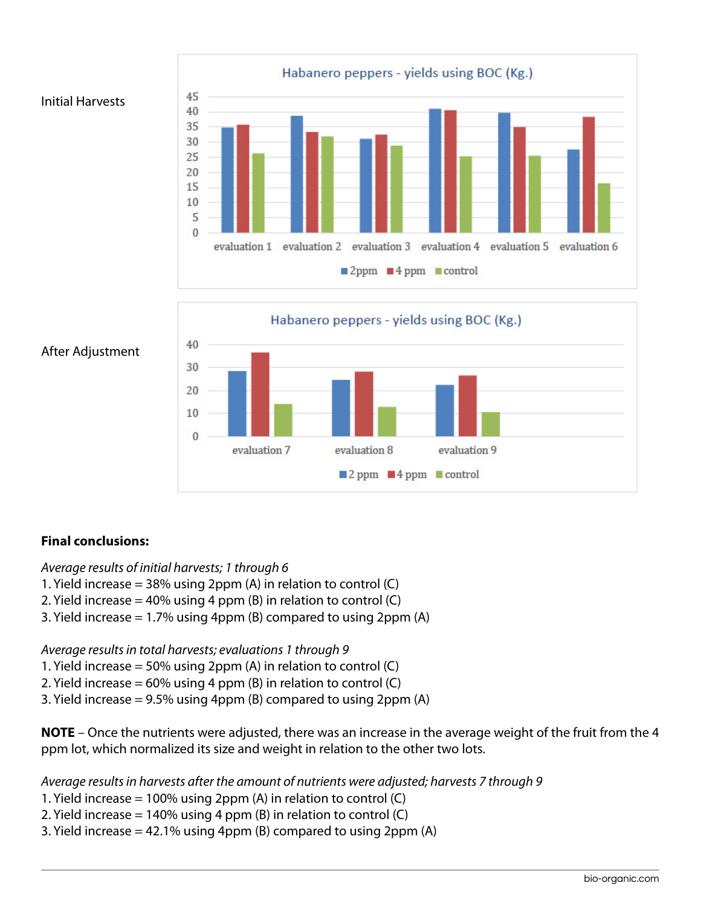Initial Harvests

After Adjustment

**Final conclusions:**

*Average results of initial harvests; 1 through 6*

1. Yield increase = 38% using 2ppm (A) in relation to control (C)
2. Yield increase = 40% using 4 ppm (B) in relation to control (C)
3. Yield increase = 1.7% using 4ppm (B) compared to using 2ppm (A)

*Average results in total harvests; evaluations 1 through 9*

1. Yield increase = 50% using 2ppm (A) in relation to control (C)
2. Yield increase = 60% using 4 ppm (B) in relation to control (C)
3. Yield increase = 9.5% using 4ppm (B) compared to using 2ppm (A)

**NOTE** – Once the nutrients were adjusted, there was an increase in the average weight of the fruit from the 4 ppm lot, which normalized its size and weight in relation to the other two lots.

*Average results in harvests after the amount of nutrients were adjusted; harvests 7 through 9*

1. Yield increase = 100% using 2ppm (A) in relation to control (C)
2. Yield increase = 140% using 4 ppm (B) in relation to control (C)
3. Yield increase = 42.1% using 4ppm (B) compared to using 2ppm (A)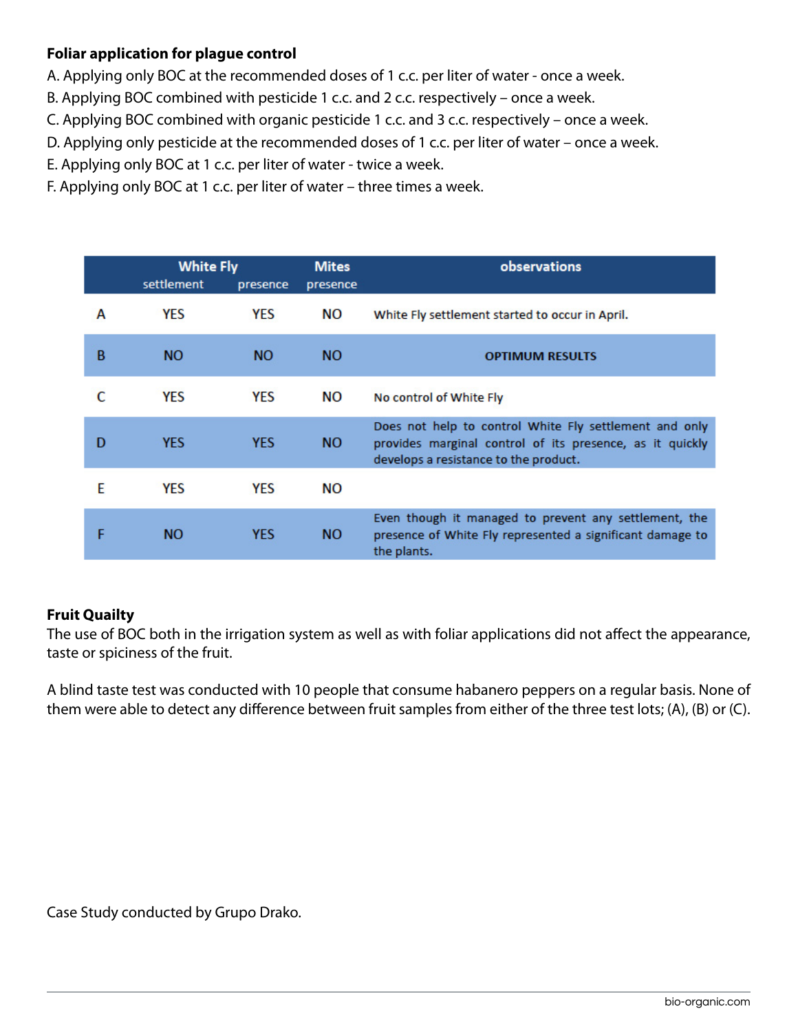**Foliar application for plague control**

A. Applying only BOC at the recommended doses of 1 c.c. per liter of water - once a week.
B. Applying BOC combined with pesticide 1 c.c. and 2 c.c. respectively – once a week.
C. Applying BOC combined with organic pesticide 1 c.c. and 3 c.c. respectively – once a week.
D. Applying only pesticide at the recommended doses of 1 c.c. per liter of water – once a week.
E. Applying only BOC at 1 c.c. per liter of water - twice a week.
F. Applying only BOC at 1 c.c. per liter of water – three times a week.

| | White Fly | | Mites | observations |
|---|---|---|---|---|
| | settlement | presence | presence | |
| A | YES | YES | NO | White Fly settlement started to occur in April. |
| B | NO | NO | NO | OPTIMUM RESULTS |
| C | YES | YES | NO | No control of White Fly |
| D | YES | YES | NO | Does not help to control White Fly settlement and only provides marginal control of its presence, as it quickly develops a resistance to the product. |
| E | YES | YES | NO | |
| F | NO | YES | NO | Even though it managed to prevent any settlement, the presence of White Fly represented a significant damage to the plants. |

**Fruit Quailty**

The use of BOC both in the irrigation system as well as with foliar applications did not affect the appearance, taste or spiciness of the fruit.

A blind taste test was conducted with 10 people that consume habanero peppers on a regular basis. None of them were able to detect any difference between fruit samples from either of the three test lots; (A), (B) or (C).

Case Study conducted by Grupo Drako.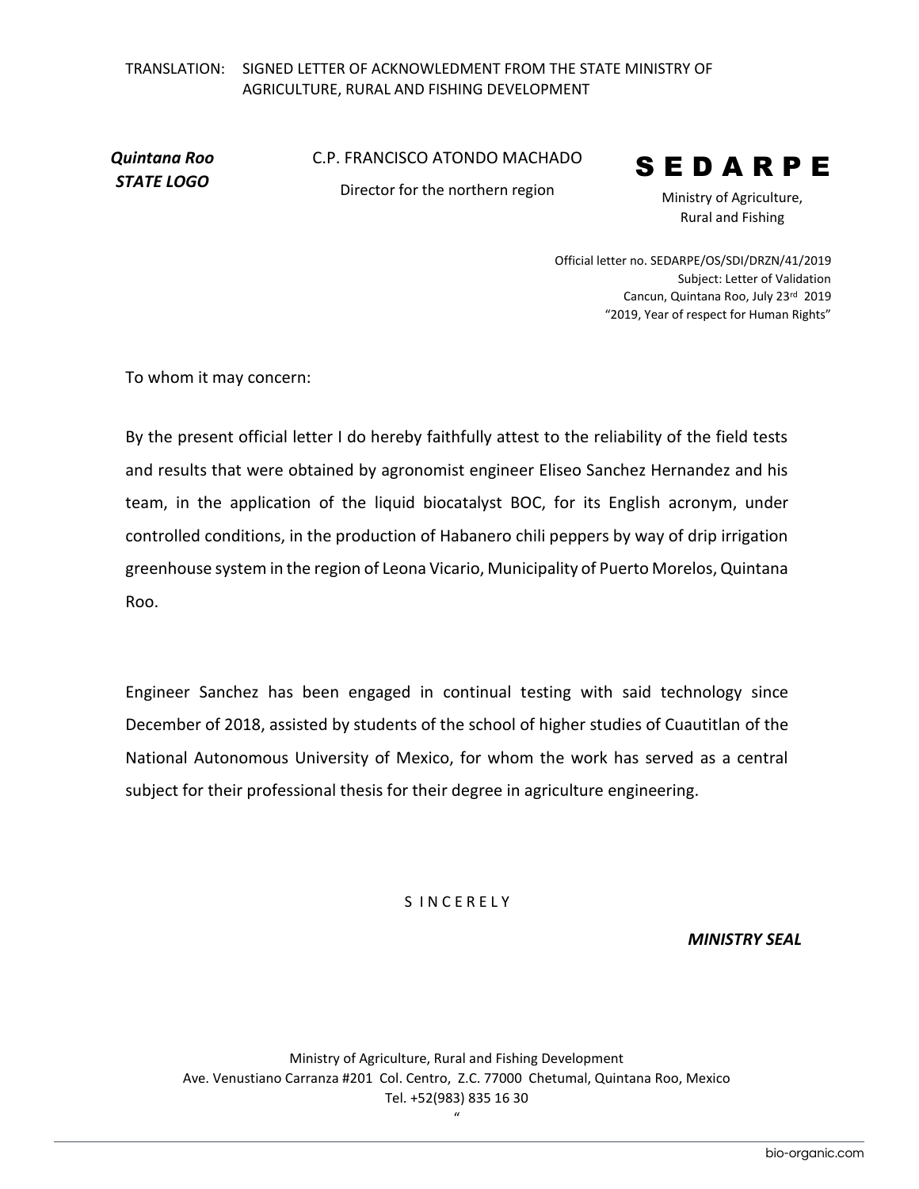TRANSLATION: SIGNED LETTER OF ACKNOWLEDMENT FROM THE STATE MINISTRY OF AGRICULTURE, RURAL AND FISHING DEVELOPMENT

***Quintana Roo STATE LOGO***

C.P. FRANCISCO ATONDO MACHADO

Director for the northern region

**S E D A R P E**

Ministry of Agriculture, Rural and Fishing

Official letter no. SEDARPE/OS/SDI/DRZN/41/2019
Subject: Letter of Validation
Cancun, Quintana Roo, July 23rd 2019
"2019, Year of respect for Human Rights"

To whom it may concern:

By the present official letter I do hereby faithfully attest to the reliability of the field tests and results that were obtained by agronomist engineer Eliseo Sanchez Hernandez and his team, in the application of the liquid biocatalyst BOC, for its English acronym, under controlled conditions, in the production of Habanero chili peppers by way of drip irrigation greenhouse system in the region of Leona Vicario, Municipality of Puerto Morelos, Quintana Roo.

Engineer Sanchez has been engaged in continual testing with said technology since December of 2018, assisted by students of the school of higher studies of Cuautitlan of the National Autonomous University of Mexico, for whom the work has served as a central subject for their professional thesis for their degree in agriculture engineering.

S I N C E R E L Y

***MINISTRY SEAL***

Ministry of Agriculture, Rural and Fishing Development
Ave. Venustiano Carranza #201 Col. Centro, Z.C. 77000 Chetumal, Quintana Roo, Mexico
Tel. +52(983) 835 16 30